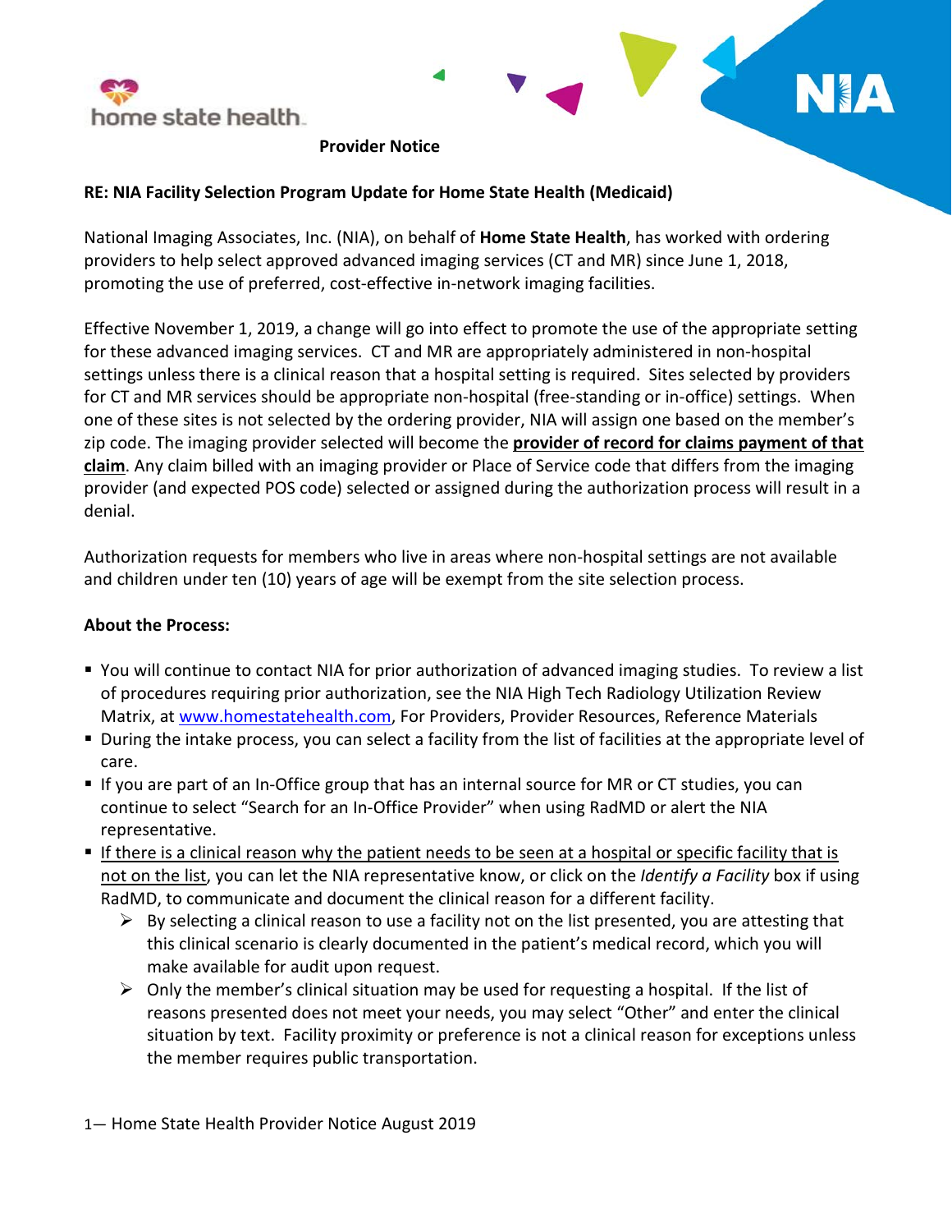**Provider Notice**

**RE: NIA Facility Selection Program Update for Home State Health (Medicaid)**

National Imaging Associates, Inc. (NIA), on behalf of **Home State Health**, has worked with ordering providers to help select approved advanced imaging services (CT and MR) since June 1, 2018, promoting the use of preferred, cost-effective in-network imaging facilities.

Effective November 1, 2019, a change will go into effect to promote the use of the appropriate setting for these advanced imaging services. CT and MR are appropriately administered in non-hospital settings unless there is a clinical reason that a hospital setting is required. Sites selected by providers for CT and MR services should be appropriate non-hospital (free-standing or in-office) settings. When one of these sites is not selected by the ordering provider, NIA will assign one based on the member's zip code. The imaging provider selected will become the **provider of record for claims payment of that claim**. Any claim billed with an imaging provider or Place of Service code that differs from the imaging provider (and expected POS code) selected or assigned during the authorization process will result in a denial.

Authorization requests for members who live in areas where non-hospital settings are not available and children under ten (10) years of age will be exempt from the site selection process.

**About the Process:**

- You will continue to contact NIA for prior authorization of advanced imaging studies. To review a list of procedures requiring prior authorization, see the NIA High Tech Radiology Utilization Review Matrix, at www.homestatehealth.com, For Providers, Provider Resources, Reference Materials
- During the intake process, you can select a facility from the list of facilities at the appropriate level of care.
- If you are part of an In-Office group that has an internal source for MR or CT studies, you can continue to select "Search for an In-Office Provider" when using RadMD or alert the NIA representative.
- If there is a clinical reason why the patient needs to be seen at a hospital or specific facility that is not on the list, you can let the NIA representative know, or click on the *Identify a Facility* box if using RadMD, to communicate and document the clinical reason for a different facility.
  - By selecting a clinical reason to use a facility not on the list presented, you are attesting that this clinical scenario is clearly documented in the patient's medical record, which you will make available for audit upon request.
  - Only the member's clinical situation may be used for requesting a hospital. If the list of reasons presented does not meet your needs, you may select "Other" and enter the clinical situation by text. Facility proximity or preference is not a clinical reason for exceptions unless the member requires public transportation.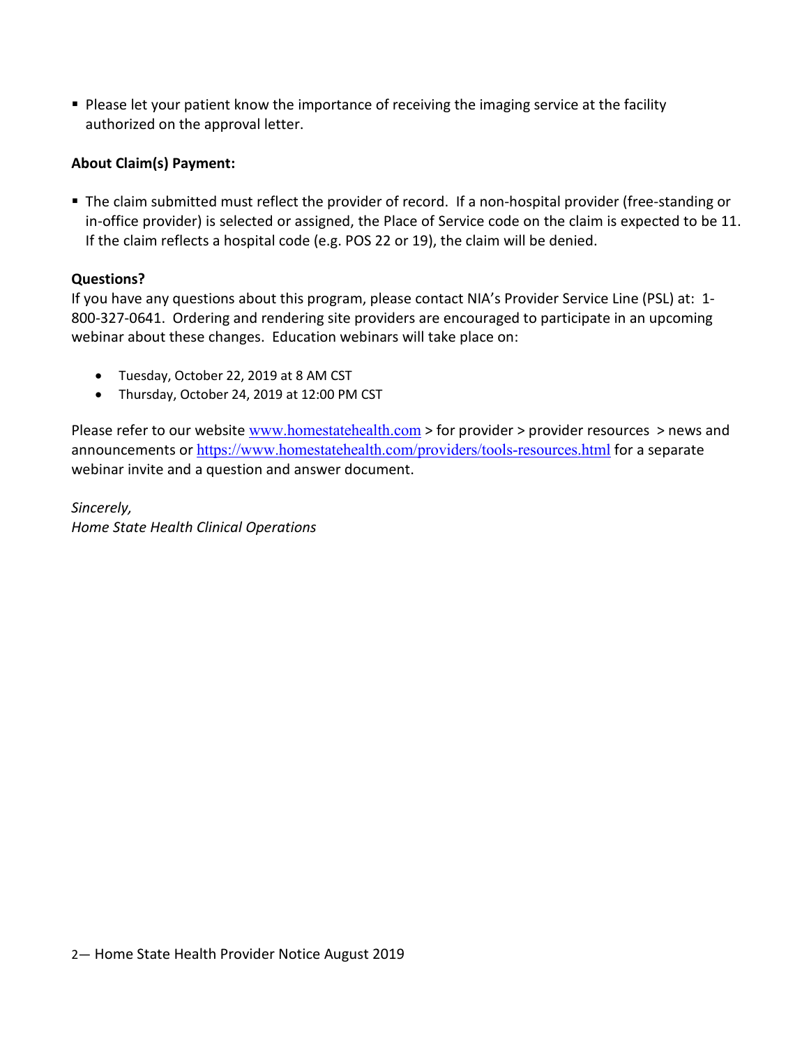- Please let your patient know the importance of receiving the imaging service at the facility authorized on the approval letter.

**About Claim(s) Payment:**

- The claim submitted must reflect the provider of record. If a non-hospital provider (free-standing or in-office provider) is selected or assigned, the Place of Service code on the claim is expected to be 11. If the claim reflects a hospital code (e.g. POS 22 or 19), the claim will be denied.

**Questions?**

If you have any questions about this program, please contact NIA's Provider Service Line (PSL) at: 1-800-327-0641. Ordering and rendering site providers are encouraged to participate in an upcoming webinar about these changes. Education webinars will take place on:

- Tuesday, October 22, 2019 at 8 AM CST
- Thursday, October 24, 2019 at 12:00 PM CST

Please refer to our website www.homestatehealth.com > for provider > provider resources > news and announcements or https://www.homestatehealth.com/providers/tools-resources.html for a separate webinar invite and a question and answer document.

*Sincerely,*
*Home State Health Clinical Operations*